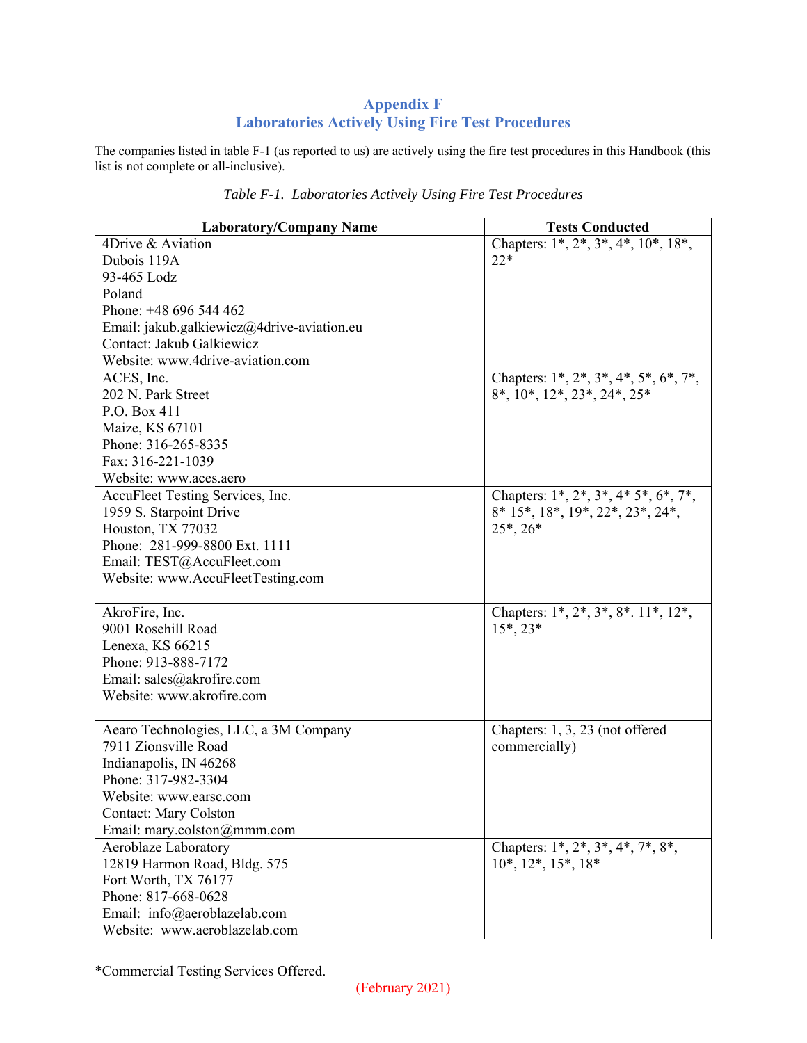# Appendix F
## Laboratories Actively Using Fire Test Procedures

The companies listed in table F-1 (as reported to us) are actively using the fire test procedures in this Handbook (this list is not complete or all-inclusive).

*Table F-1. Laboratories Actively Using Fire Test Procedures*

| Laboratory/Company Name | Tests Conducted |
|---|---|
| 4Drive & Aviation<br>Dubois 119A<br>93-465 Lodz<br>Poland<br>Phone: +48 696 544 462<br>Email: jakub.galkiewicz@4drive-aviation.eu<br>Contact: Jakub Galkiewicz<br>Website: www.4drive-aviation.com | Chapters: 1*, 2*, 3*, 4*, 10*, 18*, 22* |
| ACES, Inc.<br>202 N. Park Street<br>P.O. Box 411<br>Maize, KS 67101<br>Phone: 316-265-8335<br>Fax: 316-221-1039<br>Website: www.aces.aero | Chapters: 1*, 2*, 3*, 4*, 5*, 6*, 7*, 8*, 10*, 12*, 23*, 24*, 25* |
| AccuFleet Testing Services, Inc.<br>1959 S. Starpoint Drive<br>Houston, TX 77032<br>Phone: 281-999-8800 Ext. 1111<br>Email: TEST@AccuFleet.com<br>Website: www.AccuFleetTesting.com | Chapters: 1*, 2*, 3*, 4* 5*, 6*, 7*, 8* 15*, 18*, 19*, 22*, 23*, 24*, 25*, 26* |
| AkroFire, Inc.<br>9001 Rosehill Road<br>Lenexa, KS 66215<br>Phone: 913-888-7172<br>Email: sales@akrofire.com<br>Website: www.akrofire.com | Chapters: 1*, 2*, 3*, 8*. 11*, 12*, 15*, 23* |
| Aearo Technologies, LLC, a 3M Company<br>7911 Zionsville Road<br>Indianapolis, IN 46268<br>Phone: 317-982-3304<br>Website: www.earsc.com<br>Contact: Mary Colston<br>Email: mary.colston@mmm.com | Chapters: 1, 3, 23 (not offered commercially) |
| Aeroblaze Laboratory<br>12819 Harmon Road, Bldg. 575<br>Fort Worth, TX 76177<br>Phone: 817-668-0628<br>Email: info@aeroblazelab.com<br>Website: www.aeroblazelab.com | Chapters: 1*, 2*, 3*, 4*, 7*, 8*, 10*, 12*, 15*, 18* |

*Commercial Testing Services Offered.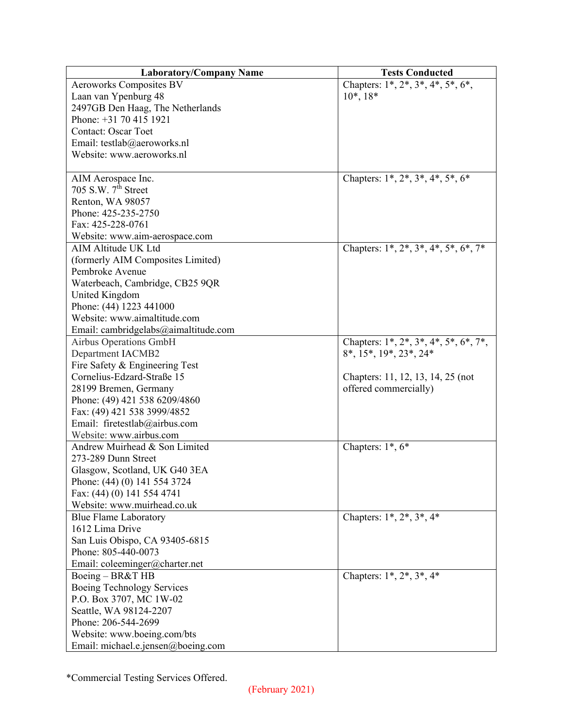| Laboratory/Company Name | Tests Conducted |
|---|---|
| Aeroworks Composites BV<br>Laan van Ypenburg 48<br>2497GB Den Haag, The Netherlands<br>Phone: +31 70 415 1921<br>Contact: Oscar Toet<br>Email: testlab@aeroworks.nl<br>Website: www.aeroworks.nl | Chapters: 1*, 2*, 3*, 4*, 5*, 6*, 10*, 18* |
| AIM Aerospace Inc.<br>705 S.W. 7th Street<br>Renton, WA 98057<br>Phone: 425-235-2750<br>Fax: 425-228-0761<br>Website: www.aim-aerospace.com | Chapters: 1*, 2*, 3*, 4*, 5*, 6* |
| AIM Altitude UK Ltd<br>(formerly AIM Composites Limited)<br>Pembroke Avenue<br>Waterbeach, Cambridge, CB25 9QR<br>United Kingdom<br>Phone: (44) 1223 441000<br>Website: www.aimaltitude.com<br>Email: cambridgelabs@aimaltitude.com | Chapters: 1*, 2*, 3*, 4*, 5*, 6*, 7* |
| Airbus Operations GmbH<br>Department IACMB2<br>Fire Safety & Engineering Test<br>Cornelius-Edzard-Straße 15<br>28199 Bremen, Germany<br>Phone: (49) 421 538 6209/4860<br>Fax: (49) 421 538 3999/4852<br>Email: firetestlab@airbus.com<br>Website: www.airbus.com | Chapters: 1*, 2*, 3*, 4*, 5*, 6*, 7*, 8*, 15*, 19*, 23*, 24*<br><br>Chapters: 11, 12, 13, 14, 25 (not offered commercially) |
| Andrew Muirhead & Son Limited<br>273-289 Dunn Street<br>Glasgow, Scotland, UK G40 3EA<br>Phone: (44) (0) 141 554 3724<br>Fax: (44) (0) 141 554 4741<br>Website: www.muirhead.co.uk | Chapters: 1*, 6* |
| Blue Flame Laboratory<br>1612 Lima Drive<br>San Luis Obispo, CA 93405-6815<br>Phone: 805-440-0073<br>Email: coleeminger@charter.net | Chapters: 1*, 2*, 3*, 4* |
| Boeing – BR&T HB<br>Boeing Technology Services<br>P.O. Box 3707, MC 1W-02<br>Seattle, WA 98124-2207<br>Phone: 206-544-2699<br>Website: www.boeing.com/bts<br>Email: michael.e.jensen@boeing.com | Chapters: 1*, 2*, 3*, 4* |

*Commercial Testing Services Offered.

(February 2021)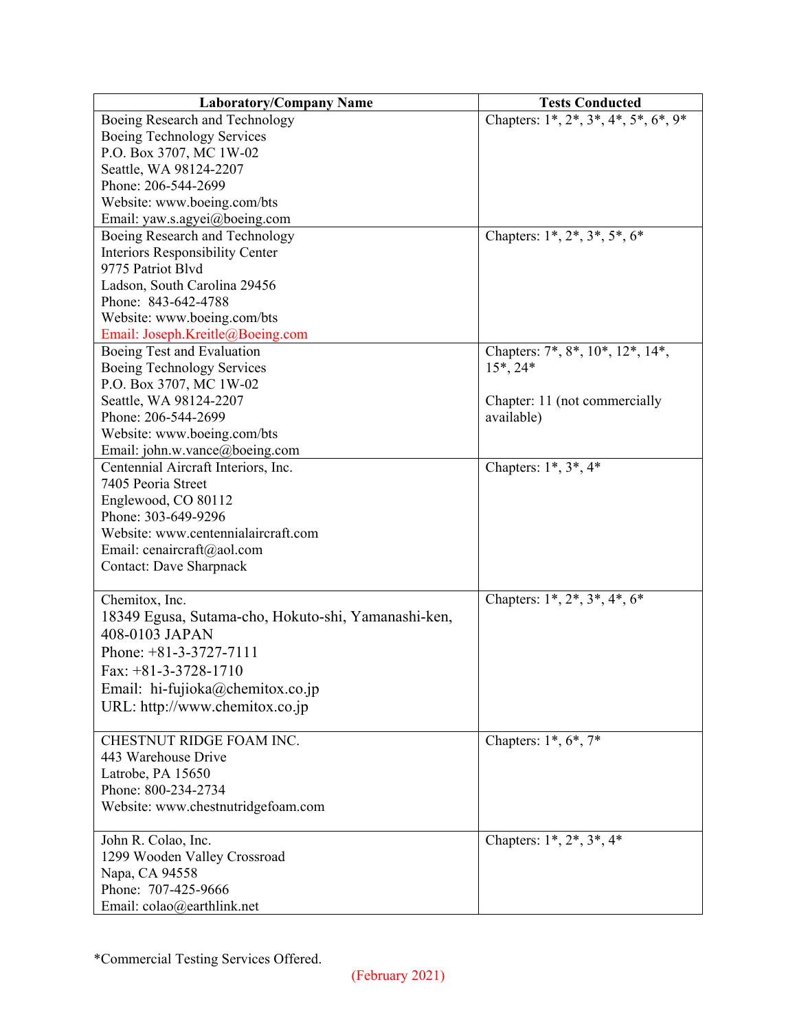| Laboratory/Company Name | Tests Conducted |
|---|---|
| Boeing Research and Technology<br>Boeing Technology Services<br>P.O. Box 3707, MC 1W-02<br>Seattle, WA 98124-2207<br>Phone: 206-544-2699<br>Website: www.boeing.com/bts<br>Email: yaw.s.agyei@boeing.com | Chapters: 1*, 2*, 3*, 4*, 5*, 6*, 9* |
| Boeing Research and Technology<br>Interiors Responsibility Center<br>9775 Patriot Blvd<br>Ladson, South Carolina 29456<br>Phone: 843-642-4788<br>Website: www.boeing.com/bts<br>Email: Joseph.Kreitle@Boeing.com | Chapters: 1*, 2*, 3*, 5*, 6* |
| Boeing Test and Evaluation<br>Boeing Technology Services<br>P.O. Box 3707, MC 1W-02<br>Seattle, WA 98124-2207<br>Phone: 206-544-2699<br>Website: www.boeing.com/bts<br>Email: john.w.vance@boeing.com | Chapters: 7*, 8*, 10*, 12*, 14*, 15*, 24*<br><br>Chapter: 11 (not commercially available) |
| Centennial Aircraft Interiors, Inc.<br>7405 Peoria Street<br>Englewood, CO 80112<br>Phone: 303-649-9296<br>Website: www.centennialaircraft.com<br>Email: cenaircraft@aol.com<br>Contact: Dave Sharpnack | Chapters: 1*, 3*, 4* |
| Chemitox, Inc.<br>18349 Egusa, Sutama-cho, Hokuto-shi, Yamanashi-ken, 408-0103 JAPAN<br>Phone: +81-3-3727-7111<br>Fax: +81-3-3728-1710<br>Email: hi-fujioka@chemitox.co.jp<br>URL: http://www.chemitox.co.jp | Chapters: 1*, 2*, 3*, 4*, 6* |
| CHESTNUT RIDGE FOAM INC.<br>443 Warehouse Drive<br>Latrobe, PA 15650<br>Phone: 800-234-2734<br>Website: www.chestnutridgefoam.com | Chapters: 1*, 6*, 7* |
| John R. Colao, Inc.<br>1299 Wooden Valley Crossroad<br>Napa, CA 94558<br>Phone: 707-425-9666<br>Email: colao@earthlink.net | Chapters: 1*, 2*, 3*, 4* |

*Commercial Testing Services Offered.

(February 2021)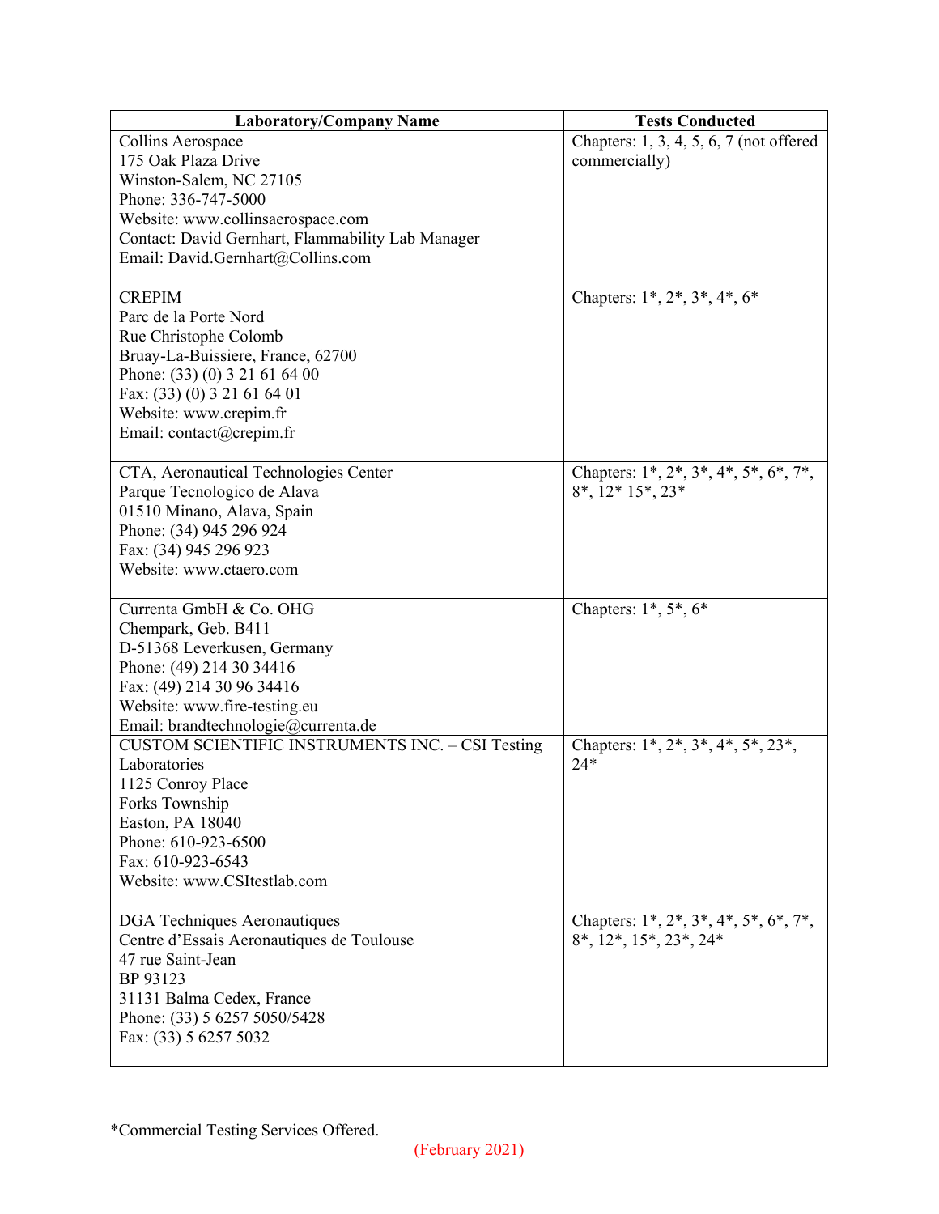| Laboratory/Company Name | Tests Conducted |
| --- | --- |
| Collins Aerospace<br>175 Oak Plaza Drive<br>Winston-Salem, NC 27105<br>Phone: 336-747-5000<br>Website: www.collinsaerospace.com<br>Contact: David Gernhart, Flammability Lab Manager<br>Email: David.Gernhart@Collins.com | Chapters: 1, 3, 4, 5, 6, 7 (not offered commercially) |
| CREPIM<br>Parc de la Porte Nord<br>Rue Christophe Colomb<br>Bruay-La-Buissiere, France, 62700<br>Phone: (33) (0) 3 21 61 64 00<br>Fax: (33) (0) 3 21 61 64 01<br>Website: www.crepim.fr<br>Email: contact@crepim.fr | Chapters: 1*, 2*, 3*, 4*, 6* |
| CTA, Aeronautical Technologies Center<br>Parque Tecnologico de Alava<br>01510 Minano, Alava, Spain<br>Phone: (34) 945 296 924<br>Fax: (34) 945 296 923<br>Website: www.ctaero.com | Chapters: 1*, 2*, 3*, 4*, 5*, 6*, 7*, 8*, 12* 15*, 23* |
| Currenta GmbH & Co. OHG<br>Chempark, Geb. B411<br>D-51368 Leverkusen, Germany<br>Phone: (49) 214 30 34416<br>Fax: (49) 214 30 96 34416<br>Website: www.fire-testing.eu<br>Email: brandtechnologie@currenta.de | Chapters: 1*, 5*, 6* |
| CUSTOM SCIENTIFIC INSTRUMENTS INC. – CSI Testing Laboratories<br>1125 Conroy Place<br>Forks Township<br>Easton, PA 18040<br>Phone: 610-923-6500<br>Fax: 610-923-6543<br>Website: www.CSItestlab.com | Chapters: 1*, 2*, 3*, 4*, 5*, 23*, 24* |
| DGA Techniques Aeronautiques<br>Centre d'Essais Aeronautiques de Toulouse<br>47 rue Saint-Jean<br>BP 93123<br>31131 Balma Cedex, France<br>Phone: (33) 5 6257 5050/5428<br>Fax: (33) 5 6257 5032 | Chapters: 1*, 2*, 3*, 4*, 5*, 6*, 7*, 8*, 12*, 15*, 23*, 24* |

*Commercial Testing Services Offered.

(February 2021)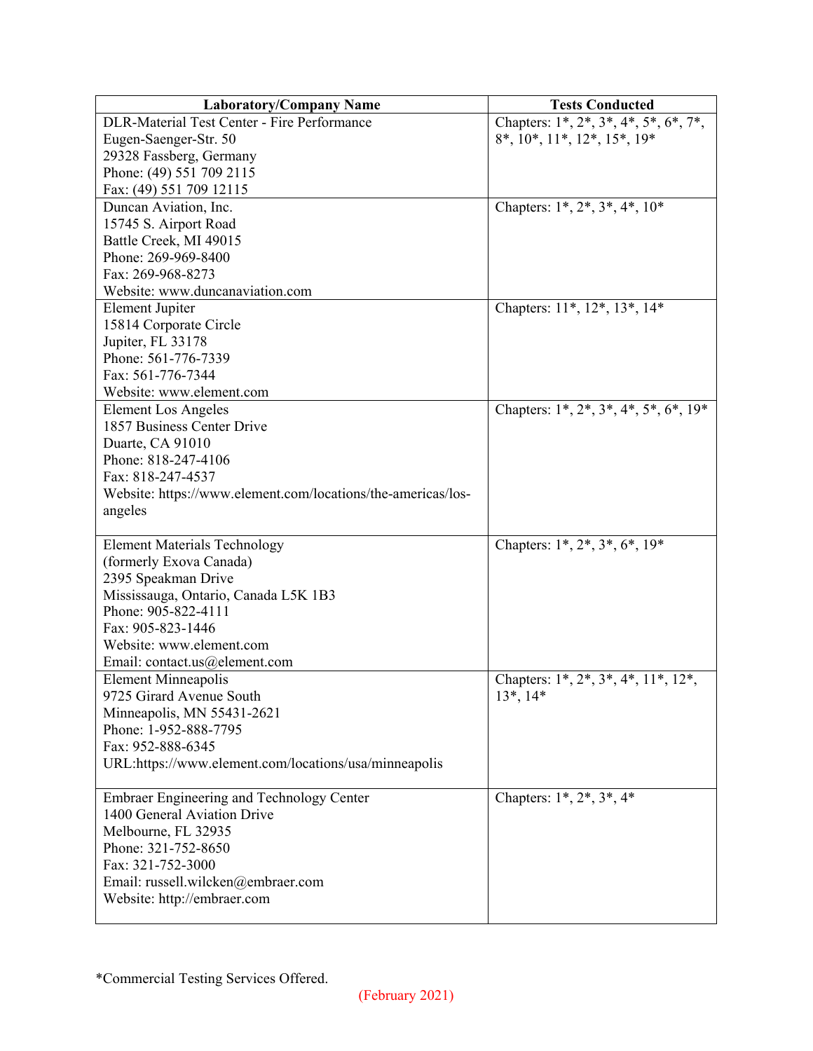| Laboratory/Company Name | Tests Conducted |
| --- | --- |
| DLR-Material Test Center - Fire Performance<br>Eugen-Saenger-Str. 50<br>29328 Fassberg, Germany<br>Phone: (49) 551 709 2115<br>Fax: (49) 551 709 12115 | Chapters: 1*, 2*, 3*, 4*, 5*, 6*, 7*, 8*, 10*, 11*, 12*, 15*, 19* |
| Duncan Aviation, Inc.<br>15745 S. Airport Road<br>Battle Creek, MI 49015<br>Phone: 269-969-8400<br>Fax: 269-968-8273<br>Website: www.duncanaviation.com | Chapters: 1*, 2*, 3*, 4*, 10* |
| Element Jupiter<br>15814 Corporate Circle<br>Jupiter, FL 33178<br>Phone: 561-776-7339<br>Fax: 561-776-7344<br>Website: www.element.com | Chapters: 11*, 12*, 13*, 14* |
| Element Los Angeles<br>1857 Business Center Drive<br>Duarte, CA 91010<br>Phone: 818-247-4106<br>Fax: 818-247-4537<br>Website: https://www.element.com/locations/the-americas/los-angeles | Chapters: 1*, 2*, 3*, 4*, 5*, 6*, 19* |
| Element Materials Technology<br>(formerly Exova Canada)<br>2395 Speakman Drive<br>Mississauga, Ontario, Canada L5K 1B3<br>Phone: 905-822-4111<br>Fax: 905-823-1446<br>Website: www.element.com<br>Email: contact.us@element.com | Chapters: 1*, 2*, 3*, 6*, 19* |
| Element Minneapolis<br>9725 Girard Avenue South<br>Minneapolis, MN 55431-2621<br>Phone: 1-952-888-7795<br>Fax: 952-888-6345<br>URL:https://www.element.com/locations/usa/minneapolis | Chapters: 1*, 2*, 3*, 4*, 11*, 12*, 13*, 14* |
| Embraer Engineering and Technology Center<br>1400 General Aviation Drive<br>Melbourne, FL 32935<br>Phone: 321-752-8650<br>Fax: 321-752-3000<br>Email: russell.wilcken@embraer.com<br>Website: http://embraer.com | Chapters: 1*, 2*, 3*, 4* |

*Commercial Testing Services Offered.

(February 2021)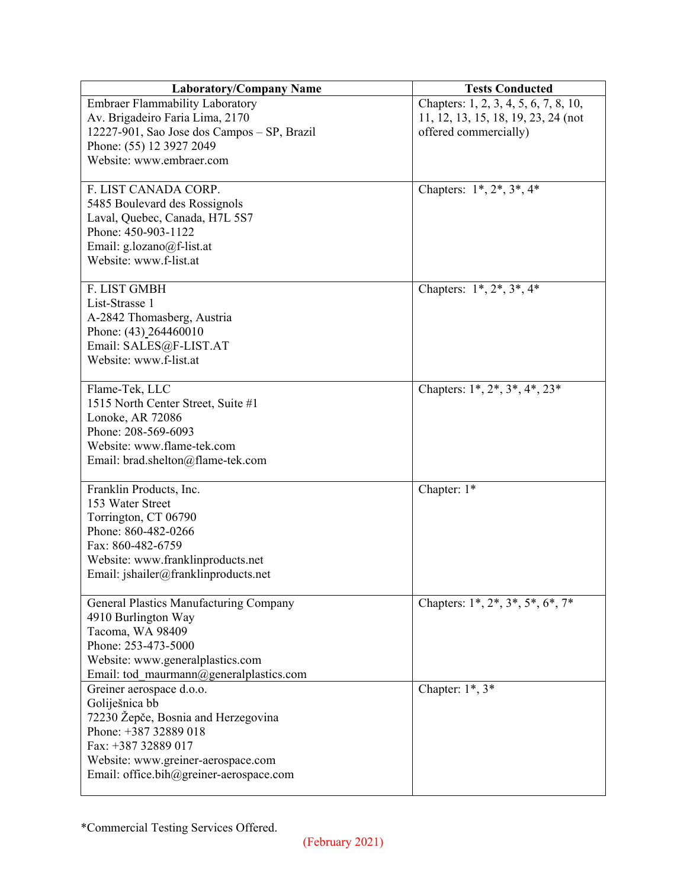| Laboratory/Company Name | Tests Conducted |
|---|---|
| Embraer Flammability Laboratory<br>Av. Brigadeiro Faria Lima, 2170<br>12227-901, Sao Jose dos Campos – SP, Brazil<br>Phone: (55) 12 3927 2049<br>Website: www.embraer.com | Chapters: 1, 2, 3, 4, 5, 6, 7, 8, 10, 11, 12, 13, 15, 18, 19, 23, 24 (not offered commercially) |
| F. LIST CANADA CORP.<br>5485 Boulevard des Rossignols<br>Laval, Quebec, Canada, H7L 5S7<br>Phone: 450-903-1122<br>Email: g.lozano@f-list.at<br>Website: www.f-list.at | Chapters: 1*, 2*, 3*, 4* |
| F. LIST GMBH<br>List-Strasse 1<br>A-2842 Thomasberg, Austria<br>Phone: (43) 264460010<br>Email: SALES@F-LIST.AT<br>Website: www.f-list.at | Chapters: 1*, 2*, 3*, 4* |
| Flame-Tek, LLC<br>1515 North Center Street, Suite #1<br>Lonoke, AR 72086<br>Phone: 208-569-6093<br>Website: www.flame-tek.com<br>Email: brad.shelton@flame-tek.com | Chapters: 1*, 2*, 3*, 4*, 23* |
| Franklin Products, Inc.<br>153 Water Street<br>Torrington, CT 06790<br>Phone: 860-482-0266<br>Fax: 860-482-6759<br>Website: www.franklinproducts.net<br>Email: jshailer@franklinproducts.net | Chapter: 1* |
| General Plastics Manufacturing Company<br>4910 Burlington Way<br>Tacoma, WA 98409<br>Phone: 253-473-5000<br>Website: www.generalplastics.com<br>Email: tod_maurmann@generalplastics.com | Chapters: 1*, 2*, 3*, 5*, 6*, 7* |
| Greiner aerospace d.o.o.<br>Goliješnica bb<br>72230 Žepče, Bosnia and Herzegovina<br>Phone: +387 32889 018<br>Fax: +387 32889 017<br>Website: www.greiner-aerospace.com<br>Email: office.bih@greiner-aerospace.com | Chapter: 1*, 3* |

*Commercial Testing Services Offered.

(February 2021)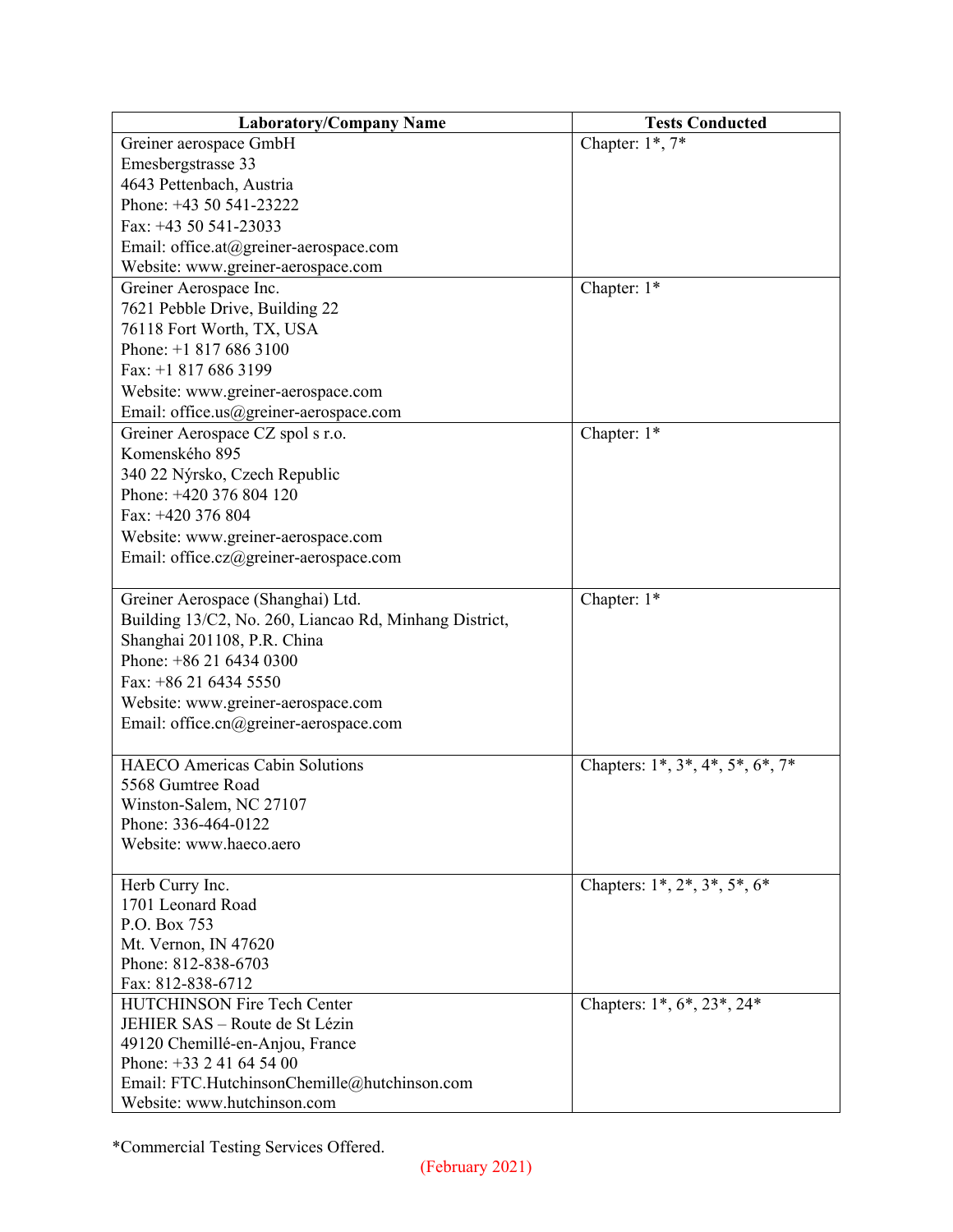| Laboratory/Company Name | Tests Conducted |
|---|---|
| Greiner aerospace GmbH<br>Emesbergstrasse 33<br>4643 Pettenbach, Austria<br>Phone: +43 50 541-23222<br>Fax: +43 50 541-23033<br>Email: office.at@greiner-aerospace.com<br>Website: www.greiner-aerospace.com | Chapter: 1*, 7* |
| Greiner Aerospace Inc.<br>7621 Pebble Drive, Building 22<br>76118 Fort Worth, TX, USA<br>Phone: +1 817 686 3100<br>Fax: +1 817 686 3199<br>Website: www.greiner-aerospace.com<br>Email: office.us@greiner-aerospace.com | Chapter: 1* |
| Greiner Aerospace CZ spol s r.o.<br>Komenského 895<br>340 22 Nýrsko, Czech Republic<br>Phone: +420 376 804 120<br>Fax: +420 376 804<br>Website: www.greiner-aerospace.com<br>Email: office.cz@greiner-aerospace.com | Chapter: 1* |
| Greiner Aerospace (Shanghai) Ltd.<br>Building 13/C2, No. 260, Liancao Rd, Minhang District,<br>Shanghai 201108, P.R. China<br>Phone: +86 21 6434 0300<br>Fax: +86 21 6434 5550<br>Website: www.greiner-aerospace.com<br>Email: office.cn@greiner-aerospace.com | Chapter: 1* |
| HAECO Americas Cabin Solutions<br>5568 Gumtree Road<br>Winston-Salem, NC 27107<br>Phone: 336-464-0122<br>Website: www.haeco.aero | Chapters: 1*, 3*, 4*, 5*, 6*, 7* |
| Herb Curry Inc.<br>1701 Leonard Road<br>P.O. Box 753<br>Mt. Vernon, IN 47620<br>Phone: 812-838-6703<br>Fax: 812-838-6712 | Chapters: 1*, 2*, 3*, 5*, 6* |
| HUTCHINSON Fire Tech Center<br>JEHIER SAS – Route de St Lézin<br>49120 Chemillé-en-Anjou, France<br>Phone: +33 2 41 64 54 00<br>Email: FTC.HutchinsonChemille@hutchinson.com<br>Website: www.hutchinson.com | Chapters: 1*, 6*, 23*, 24* |

*Commercial Testing Services Offered.

(February 2021)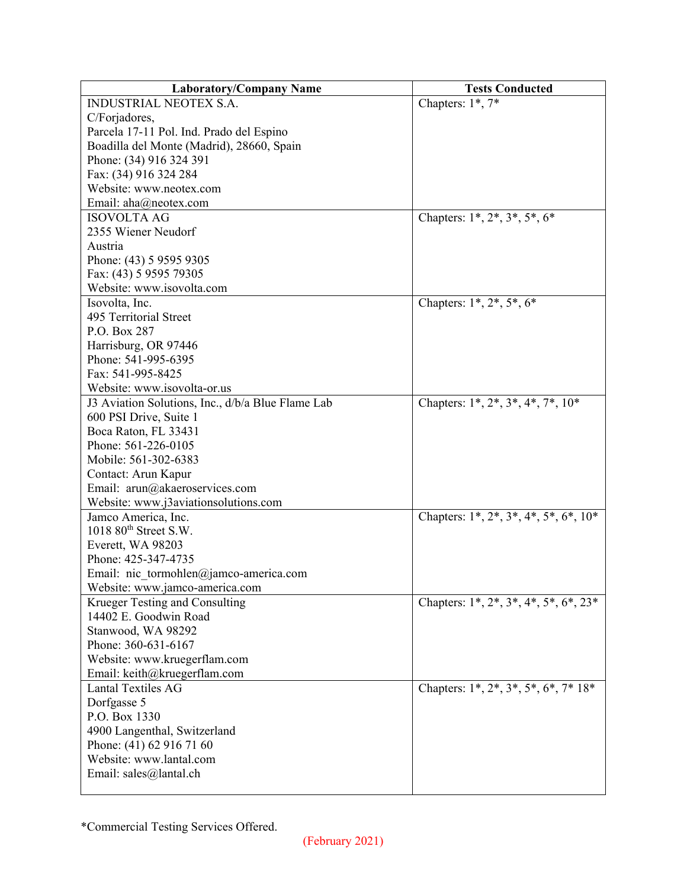| Laboratory/Company Name | Tests Conducted |
|---|---|
| INDUSTRIAL NEOTEX S.A.<br>C/Forjadores,<br>Parcela 17-11 Pol. Ind. Prado del Espino<br>Boadilla del Monte (Madrid), 28660, Spain<br>Phone: (34) 916 324 391<br>Fax: (34) 916 324 284<br>Website: www.neotex.com<br>Email: aha@neotex.com | Chapters: 1*, 7* |
| ISOVOLTA AG<br>2355 Wiener Neudorf<br>Austria<br>Phone: (43) 5 9595 9305<br>Fax: (43) 5 9595 79305<br>Website: www.isovolta.com | Chapters: 1*, 2*, 3*, 5*, 6* |
| Isovolta, Inc.<br>495 Territorial Street<br>P.O. Box 287<br>Harrisburg, OR 97446<br>Phone: 541-995-6395<br>Fax: 541-995-8425<br>Website: www.isovolta-or.us | Chapters: 1*, 2*, 5*, 6* |
| J3 Aviation Solutions, Inc., d/b/a Blue Flame Lab<br>600 PSI Drive, Suite 1<br>Boca Raton, FL 33431<br>Phone: 561-226-0105<br>Mobile: 561-302-6383<br>Contact: Arun Kapur<br>Email: arun@akaeroservices.com<br>Website: www.j3aviationsolutions.com | Chapters: 1*, 2*, 3*, 4*, 7*, 10* |
| Jamco America, Inc.<br>1018 80th Street S.W.<br>Everett, WA 98203<br>Phone: 425-347-4735<br>Email: nic_tormohlen@jamco-america.com<br>Website: www.jamco-america.com | Chapters: 1*, 2*, 3*, 4*, 5*, 6*, 10* |
| Krueger Testing and Consulting<br>14402 E. Goodwin Road<br>Stanwood, WA 98292<br>Phone: 360-631-6167<br>Website: www.kruegerflam.com<br>Email: keith@kruegerflam.com | Chapters: 1*, 2*, 3*, 4*, 5*, 6*, 23* |
| Lantal Textiles AG<br>Dorfgasse 5<br>P.O. Box 1330<br>4900 Langenthal, Switzerland<br>Phone: (41) 62 916 71 60<br>Website: www.lantal.com<br>Email: sales@lantal.ch | Chapters: 1*, 2*, 3*, 5*, 6*, 7* 18* |

*Commercial Testing Services Offered.

(February 2021)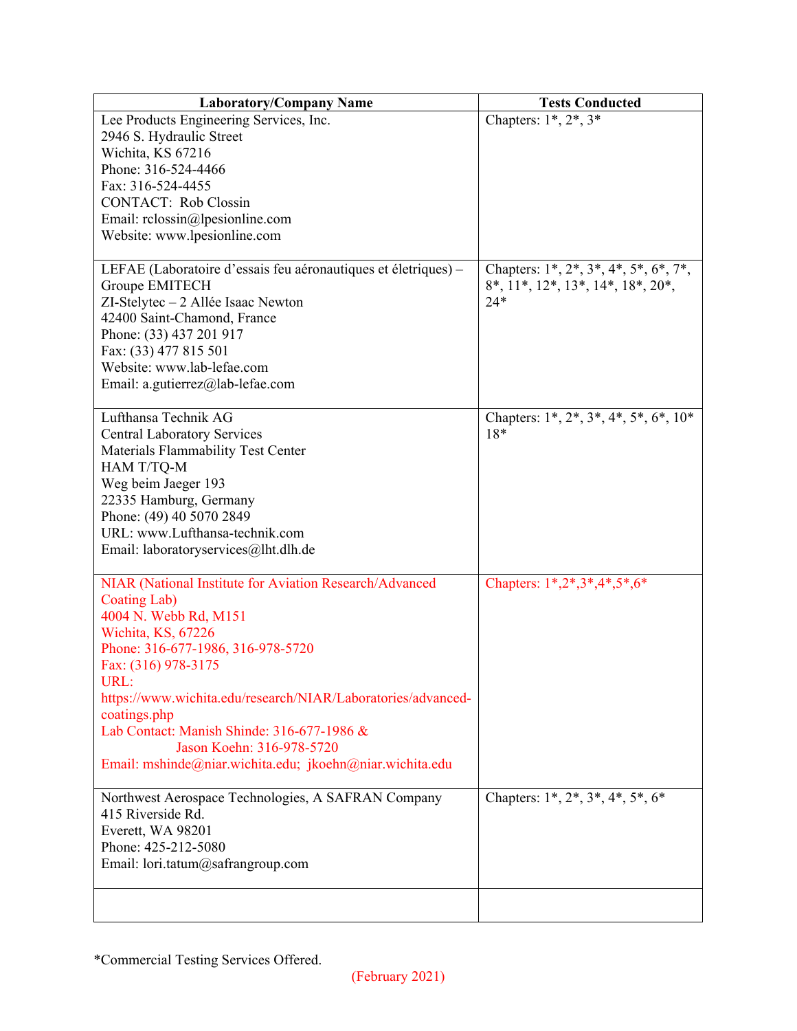| Laboratory/Company Name | Tests Conducted |
|---|---|
| Lee Products Engineering Services, Inc.<br>2946 S. Hydraulic Street<br>Wichita, KS 67216<br>Phone: 316-524-4466<br>Fax: 316-524-4455<br>CONTACT: Rob Clossin<br>Email: rclossin@lpesionline.com<br>Website: www.lpesionline.com | Chapters: 1*, 2*, 3* |
| LEFAE (Laboratoire d'essais feu aéronautiques et életriques) – Groupe EMITECH<br>ZI-Stelytec – 2 Allée Isaac Newton<br>42400 Saint-Chamond, France<br>Phone: (33) 437 201 917<br>Fax: (33) 477 815 501<br>Website: www.lab-lefae.com<br>Email: a.gutierrez@lab-lefae.com | Chapters: 1*, 2*, 3*, 4*, 5*, 6*, 7*, 8*, 11*, 12*, 13*, 14*, 18*, 20*, 24* |
| Lufthansa Technik AG<br>Central Laboratory Services<br>Materials Flammability Test Center<br>HAM T/TQ-M<br>Weg beim Jaeger 193<br>22335 Hamburg, Germany<br>Phone: (49) 40 5070 2849<br>URL: www.Lufthansa-technik.com<br>Email: laboratoryservices@lht.dlh.de | Chapters: 1*, 2*, 3*, 4*, 5*, 6*, 10* 18* |
| NIAR (National Institute for Aviation Research/Advanced Coating Lab)<br>4004 N. Webb Rd, M151<br>Wichita, KS, 67226<br>Phone: 316-677-1986, 316-978-5720<br>Fax: (316) 978-3175<br>URL: https://www.wichita.edu/research/NIAR/Laboratories/advanced-coatings.php<br>Lab Contact: Manish Shinde: 316-677-1986 &<br>Jason Koehn: 316-978-5720<br>Email: mshinde@niar.wichita.edu; jkoehn@niar.wichita.edu | Chapters: 1*,2*,3*,4*,5*,6* |
| Northwest Aerospace Technologies, A SAFRAN Company<br>415 Riverside Rd.<br>Everett, WA 98201<br>Phone: 425-212-5080<br>Email: lori.tatum@safrangroup.com | Chapters: 1*, 2*, 3*, 4*, 5*, 6* |
| | |

*Commercial Testing Services Offered.

(February 2021)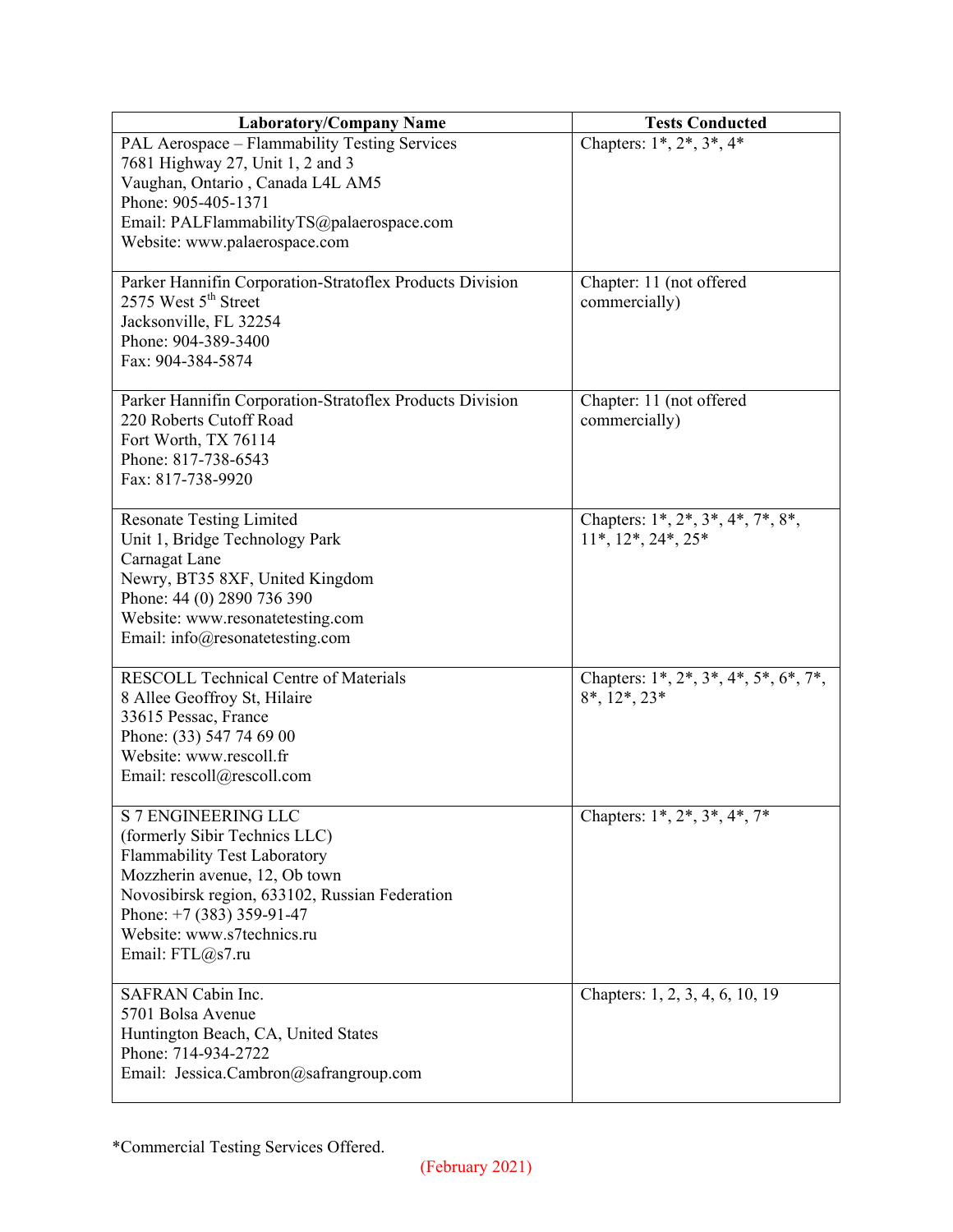| Laboratory/Company Name | Tests Conducted |
| --- | --- |
| PAL Aerospace – Flammability Testing Services<br>7681 Highway 27, Unit 1, 2 and 3<br>Vaughan, Ontario , Canada L4L AM5<br>Phone: 905-405-1371<br>Email: PALFlammabilityTS@palaerospace.com<br>Website: www.palaerospace.com | Chapters: 1*, 2*, 3*, 4* |
| Parker Hannifin Corporation-Stratoflex Products Division<br>2575 West 5th Street<br>Jacksonville, FL 32254<br>Phone: 904-389-3400<br>Fax: 904-384-5874 | Chapter: 11 (not offered commercially) |
| Parker Hannifin Corporation-Stratoflex Products Division<br>220 Roberts Cutoff Road<br>Fort Worth, TX 76114<br>Phone: 817-738-6543<br>Fax: 817-738-9920 | Chapter: 11 (not offered commercially) |
| Resonate Testing Limited<br>Unit 1, Bridge Technology Park<br>Carnagat Lane<br>Newry, BT35 8XF, United Kingdom<br>Phone: 44 (0) 2890 736 390<br>Website: www.resonatetesting.com<br>Email: info@resonatetesting.com | Chapters: 1*, 2*, 3*, 4*, 7*, 8*, 11*, 12*, 24*, 25* |
| RESCOLL Technical Centre of Materials<br>8 Allee Geoffroy St, Hilaire<br>33615 Pessac, France<br>Phone: (33) 547 74 69 00<br>Website: www.rescoll.fr<br>Email: rescoll@rescoll.com | Chapters: 1*, 2*, 3*, 4*, 5*, 6*, 7*, 8*, 12*, 23* |
| S 7 ENGINEERING LLC<br>(formerly Sibir Technics LLC)<br>Flammability Test Laboratory<br>Mozzherin avenue, 12, Ob town<br>Novosibirsk region, 633102, Russian Federation<br>Phone: +7 (383) 359-91-47<br>Website: www.s7technics.ru<br>Email: FTL@s7.ru | Chapters: 1*, 2*, 3*, 4*, 7* |
| SAFRAN Cabin Inc.<br>5701 Bolsa Avenue<br>Huntington Beach, CA, United States<br>Phone: 714-934-2722<br>Email: Jessica.Cambron@safrangroup.com | Chapters: 1, 2, 3, 4, 6, 10, 19 |

*Commercial Testing Services Offered.

(February 2021)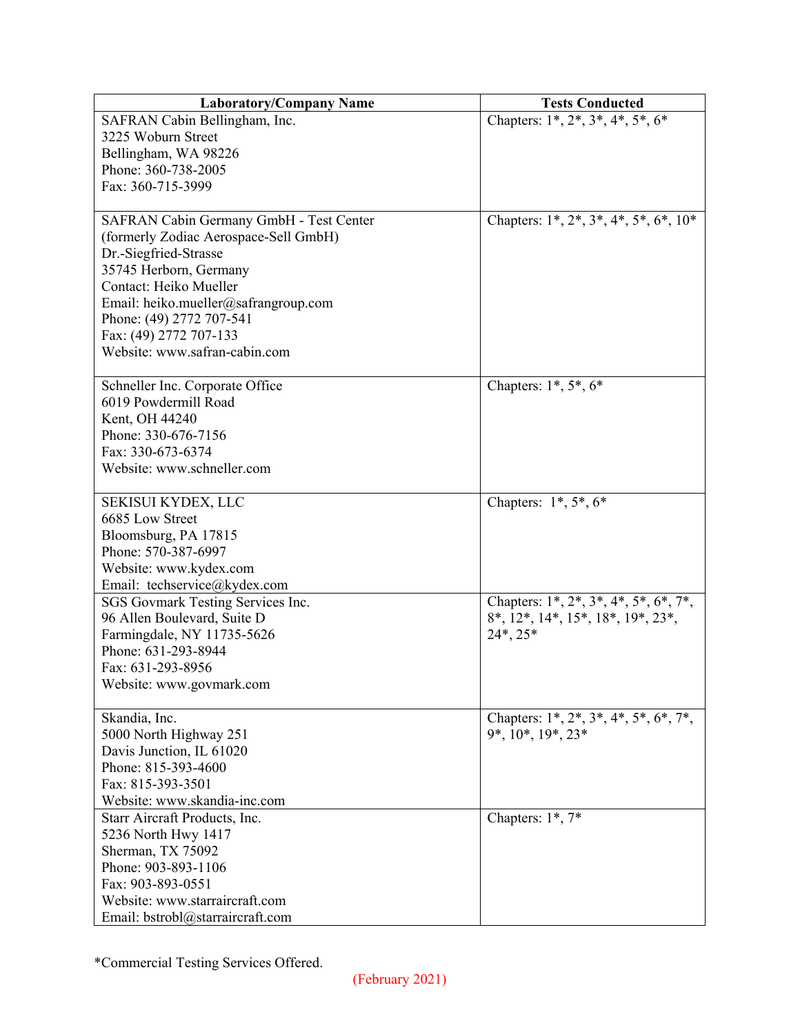| Laboratory/Company Name | Tests Conducted |
|---|---|
| SAFRAN Cabin Bellingham, Inc.<br>3225 Woburn Street<br>Bellingham, WA 98226<br>Phone: 360-738-2005<br>Fax: 360-715-3999 | Chapters: 1*, 2*, 3*, 4*, 5*, 6* |
| SAFRAN Cabin Germany GmbH - Test Center<br>(formerly Zodiac Aerospace-Sell GmbH)<br>Dr.-Siegfried-Strasse<br>35745 Herborn, Germany<br>Contact: Heiko Mueller<br>Email: heiko.mueller@safrangroup.com<br>Phone: (49) 2772 707-541<br>Fax: (49) 2772 707-133<br>Website: www.safran-cabin.com | Chapters: 1*, 2*, 3*, 4*, 5*, 6*, 10* |
| Schneller Inc. Corporate Office<br>6019 Powdermill Road<br>Kent, OH 44240<br>Phone: 330-676-7156<br>Fax: 330-673-6374<br>Website: www.schneller.com | Chapters: 1*, 5*, 6* |
| SEKISUI KYDEX, LLC<br>6685 Low Street<br>Bloomsburg, PA 17815<br>Phone: 570-387-6997<br>Website: www.kydex.com<br>Email: techservice@kydex.com | Chapters: 1*, 5*, 6* |
| SGS Govmark Testing Services Inc.<br>96 Allen Boulevard, Suite D<br>Farmingdale, NY 11735-5626<br>Phone: 631-293-8944<br>Fax: 631-293-8956<br>Website: www.govmark.com | Chapters: 1*, 2*, 3*, 4*, 5*, 6*, 7*, 8*, 12*, 14*, 15*, 18*, 19*, 23*, 24*, 25* |
| Skandia, Inc.<br>5000 North Highway 251<br>Davis Junction, IL 61020<br>Phone: 815-393-4600<br>Fax: 815-393-3501<br>Website: www.skandia-inc.com | Chapters: 1*, 2*, 3*, 4*, 5*, 6*, 7*, 9*, 10*, 19*, 23* |
| Starr Aircraft Products, Inc.<br>5236 North Hwy 1417<br>Sherman, TX 75092<br>Phone: 903-893-1106<br>Fax: 903-893-0551<br>Website: www.starraircraft.com<br>Email: bstrobl@starraircraft.com | Chapters: 1*, 7* |

*Commercial Testing Services Offered.

(February 2021)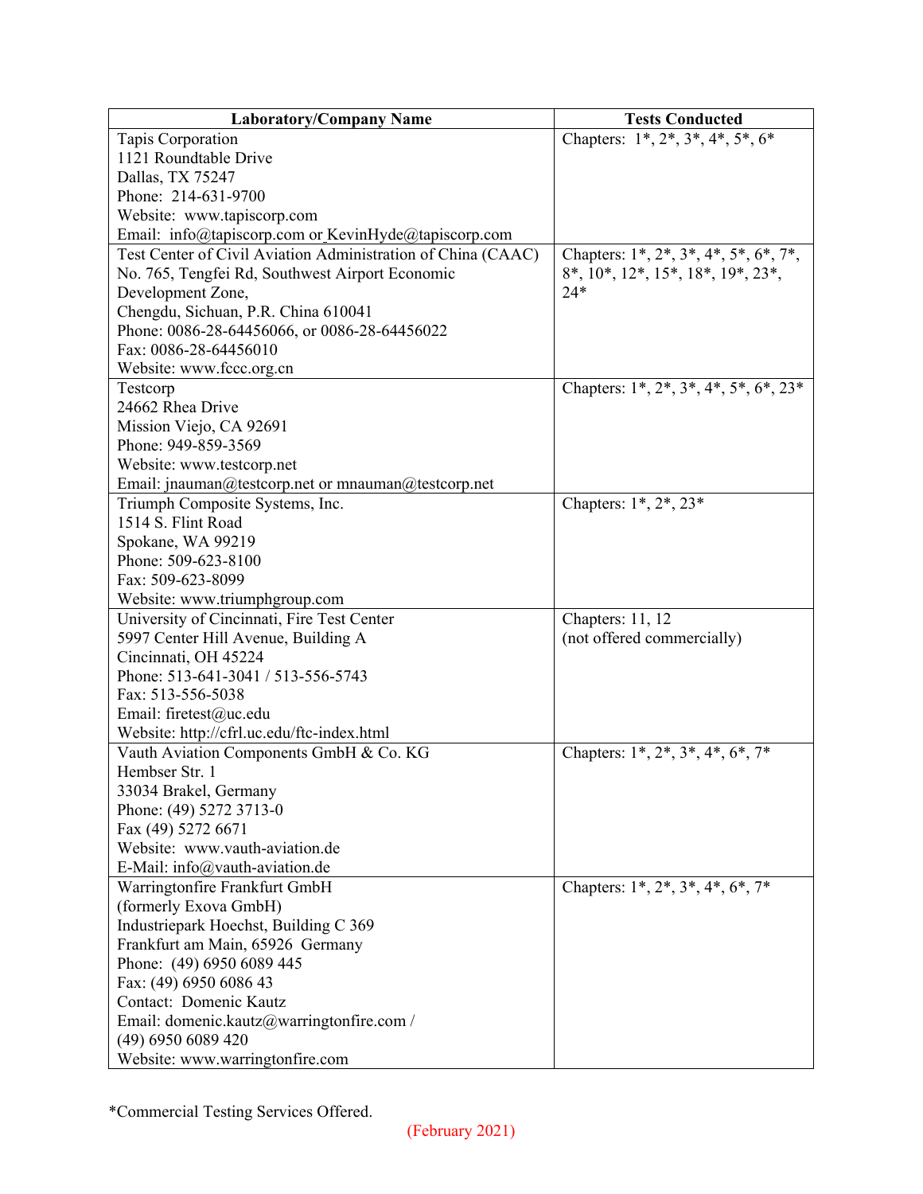| Laboratory/Company Name | Tests Conducted |
|---|---|
| Tapis Corporation<br>1121 Roundtable Drive<br>Dallas, TX 75247<br>Phone: 214-631-9700<br>Website: www.tapiscorp.com<br>Email: info@tapiscorp.com or KevinHyde@tapiscorp.com | Chapters: 1*, 2*, 3*, 4*, 5*, 6* |
| Test Center of Civil Aviation Administration of China (CAAC)<br>No. 765, Tengfei Rd, Southwest Airport Economic Development Zone,<br>Chengdu, Sichuan, P.R. China 610041<br>Phone: 0086-28-64456066, or 0086-28-64456022<br>Fax: 0086-28-64456010<br>Website: www.fccc.org.cn | Chapters: 1*, 2*, 3*, 4*, 5*, 6*, 7*, 8*, 10*, 12*, 15*, 18*, 19*, 23*, 24* |
| Testcorp<br>24662 Rhea Drive<br>Mission Viejo, CA 92691<br>Phone: 949-859-3569<br>Website: www.testcorp.net<br>Email: jnauman@testcorp.net or mnauman@testcorp.net | Chapters: 1*, 2*, 3*, 4*, 5*, 6*, 23* |
| Triumph Composite Systems, Inc.<br>1514 S. Flint Road<br>Spokane, WA 99219<br>Phone: 509-623-8100<br>Fax: 509-623-8099<br>Website: www.triumphgroup.com | Chapters: 1*, 2*, 23* |
| University of Cincinnati, Fire Test Center<br>5997 Center Hill Avenue, Building A<br>Cincinnati, OH 45224<br>Phone: 513-641-3041 / 513-556-5743<br>Fax: 513-556-5038<br>Email: firetest@uc.edu<br>Website: http://cfrl.uc.edu/ftc-index.html | Chapters: 11, 12<br>(not offered commercially) |
| Vauth Aviation Components GmbH & Co. KG<br>Hembser Str. 1<br>33034 Brakel, Germany<br>Phone: (49) 5272 3713-0<br>Fax (49) 5272 6671<br>Website: www.vauth-aviation.de<br>E-Mail: info@vauth-aviation.de | Chapters: 1*, 2*, 3*, 4*, 6*, 7* |
| Warringtonfire Frankfurt GmbH<br>(formerly Exova GmbH)<br>Industriepark Hoechst, Building C 369<br>Frankfurt am Main, 65926 Germany<br>Phone: (49) 6950 6089 445<br>Fax: (49) 6950 6086 43<br>Contact: Domenic Kautz<br>Email: domenic.kautz@warringtonfire.com /<br>(49) 6950 6089 420<br>Website: www.warringtonfire.com | Chapters: 1*, 2*, 3*, 4*, 6*, 7* |

*Commercial Testing Services Offered.

(February 2021)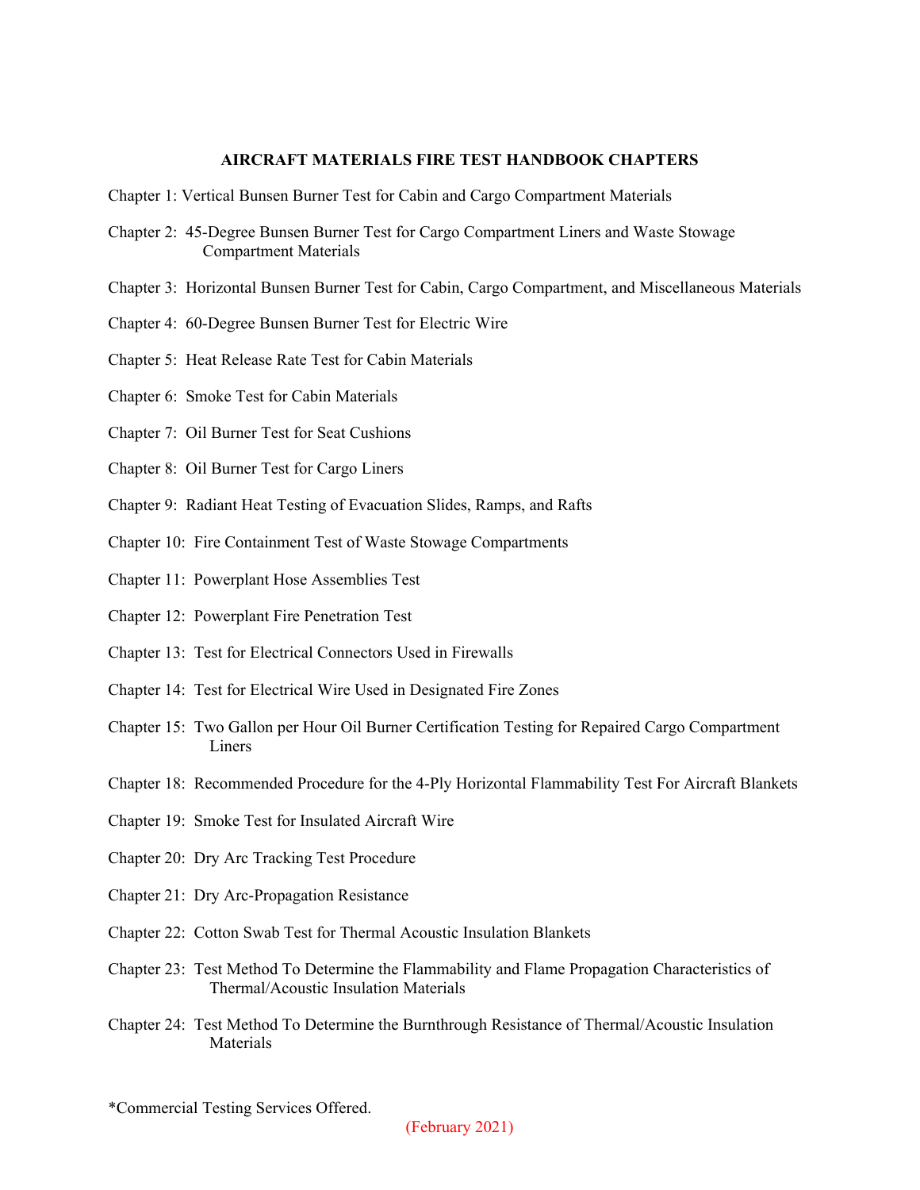**AIRCRAFT MATERIALS FIRE TEST HANDBOOK CHAPTERS**

Chapter 1: Vertical Bunsen Burner Test for Cabin and Cargo Compartment Materials

Chapter 2: 45-Degree Bunsen Burner Test for Cargo Compartment Liners and Waste Stowage Compartment Materials

Chapter 3: Horizontal Bunsen Burner Test for Cabin, Cargo Compartment, and Miscellaneous Materials

Chapter 4: 60-Degree Bunsen Burner Test for Electric Wire

Chapter 5: Heat Release Rate Test for Cabin Materials

Chapter 6: Smoke Test for Cabin Materials

Chapter 7: Oil Burner Test for Seat Cushions

Chapter 8: Oil Burner Test for Cargo Liners

Chapter 9: Radiant Heat Testing of Evacuation Slides, Ramps, and Rafts

Chapter 10: Fire Containment Test of Waste Stowage Compartments

Chapter 11: Powerplant Hose Assemblies Test

Chapter 12: Powerplant Fire Penetration Test

Chapter 13: Test for Electrical Connectors Used in Firewalls

Chapter 14: Test for Electrical Wire Used in Designated Fire Zones

Chapter 15: Two Gallon per Hour Oil Burner Certification Testing for Repaired Cargo Compartment Liners

Chapter 18: Recommended Procedure for the 4-Ply Horizontal Flammability Test For Aircraft Blankets

Chapter 19: Smoke Test for Insulated Aircraft Wire

Chapter 20: Dry Arc Tracking Test Procedure

Chapter 21: Dry Arc-Propagation Resistance

Chapter 22: Cotton Swab Test for Thermal Acoustic Insulation Blankets

Chapter 23: Test Method To Determine the Flammability and Flame Propagation Characteristics of Thermal/Acoustic Insulation Materials

Chapter 24: Test Method To Determine the Burnthrough Resistance of Thermal/Acoustic Insulation Materials

*Commercial Testing Services Offered.

(February 2021)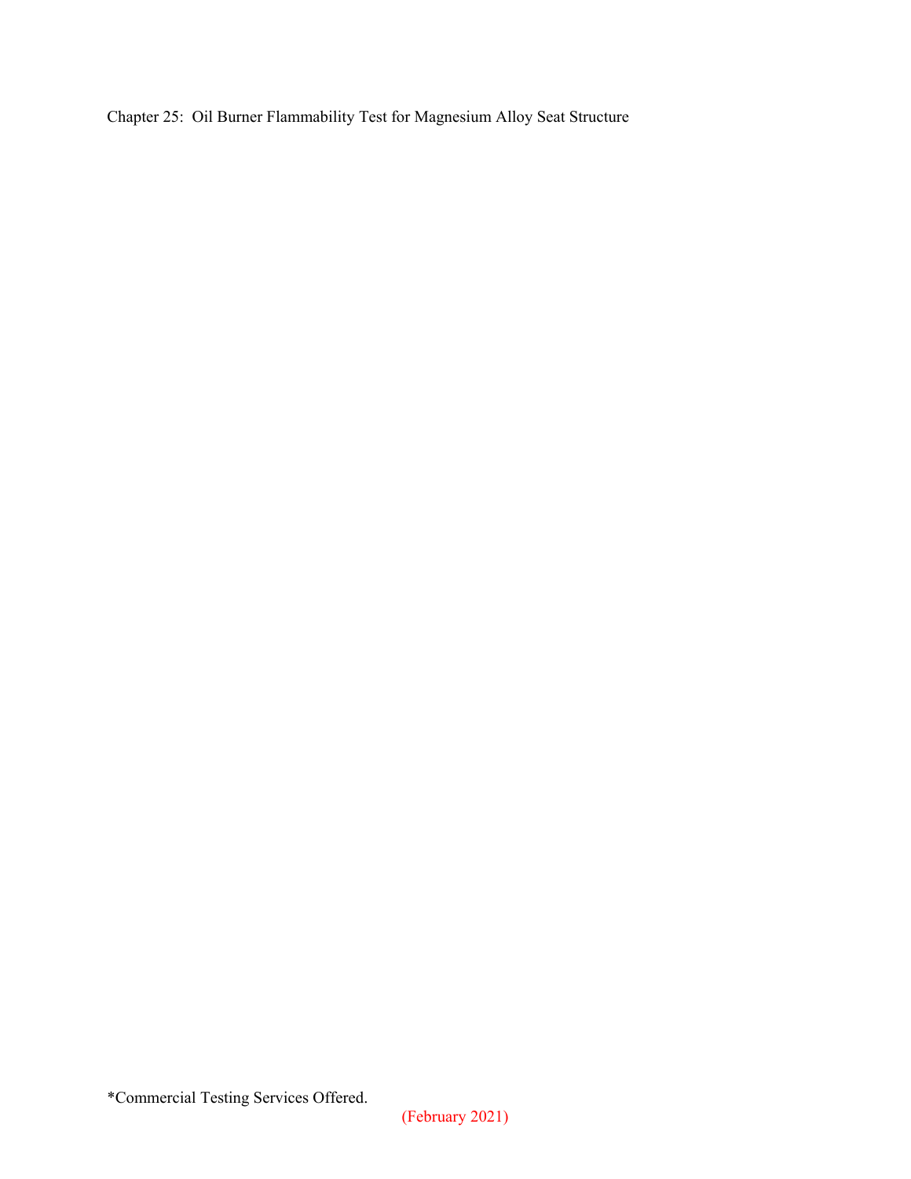Chapter 25: Oil Burner Flammability Test for Magnesium Alloy Seat Structure

*Commercial Testing Services Offered.